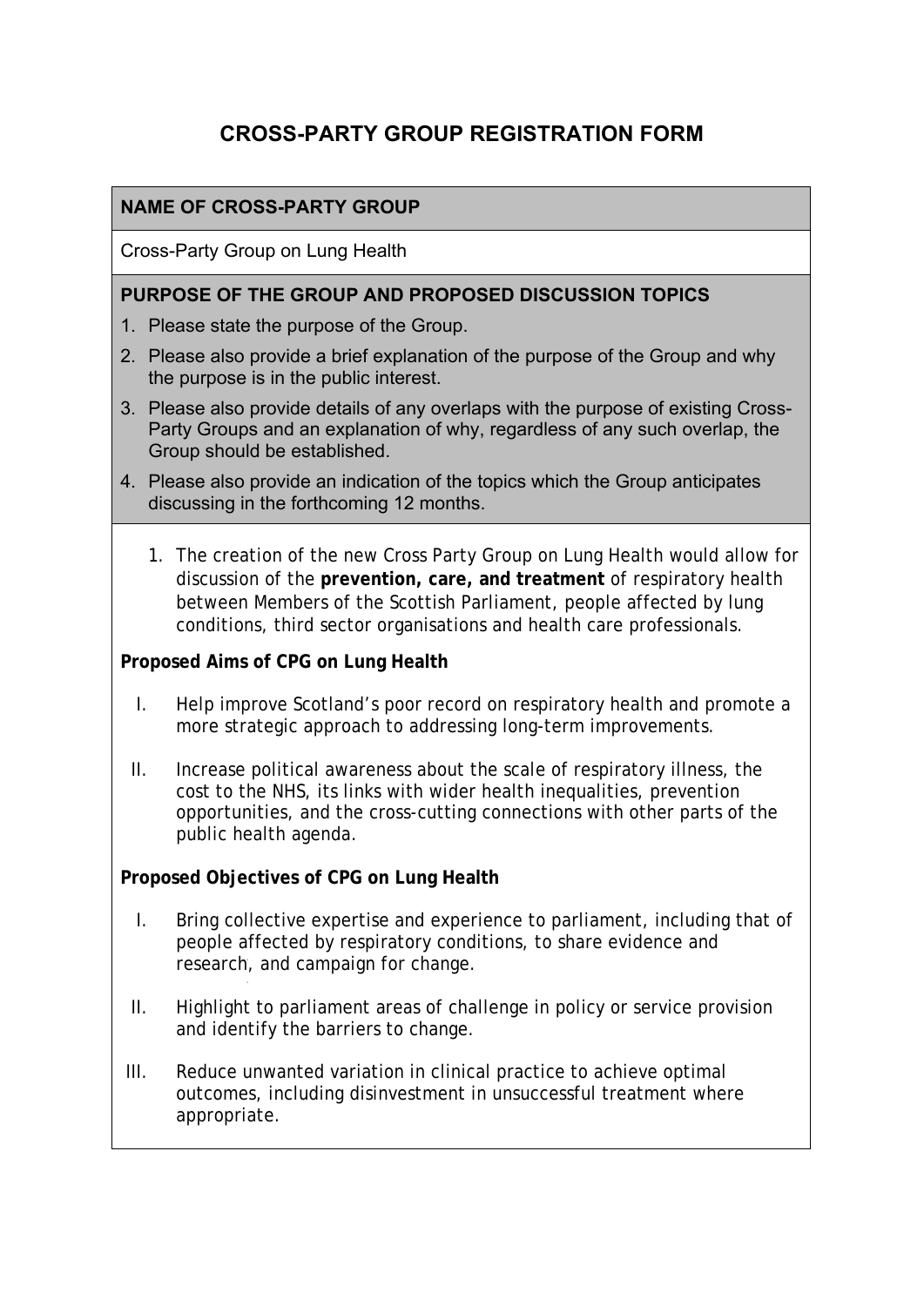# CROSS-PARTY GROUP REGISTRATION FORM

## NAME OF CROSS-PARTY GROUP

Cross-Party Group on Lung Health

## PURPOSE OF THE GROUP AND PROPOSED DISCUSSION TOPICS

1. Please state the purpose of the Group.
2. Please also provide a brief explanation of the purpose of the Group and why the purpose is in the public interest.
3. Please also provide details of any overlaps with the purpose of existing Cross-Party Groups and an explanation of why, regardless of any such overlap, the Group should be established.
4. Please also provide an indication of the topics which the Group anticipates discussing in the forthcoming 12 months.

1. The creation of the new Cross Party Group on Lung Health would allow for discussion of the **prevention, care, and treatment** of respiratory health between Members of the Scottish Parliament, people affected by lung conditions, third sector organisations and health care professionals.

**Proposed Aims of CPG on Lung Health**

I. Help improve Scotland's poor record on respiratory health and promote a more strategic approach to addressing long-term improvements.

II. Increase political awareness about the scale of respiratory illness, the cost to the NHS, its links with wider health inequalities, prevention opportunities, and the cross-cutting connections with other parts of the public health agenda.

**Proposed Objectives of CPG on Lung Health**

I. Bring collective expertise and experience to parliament, including that of people affected by respiratory conditions, to share evidence and research, and campaign for change.

II. Highlight to parliament areas of challenge in policy or service provision and identify the barriers to change.

III. Reduce unwanted variation in clinical practice to achieve optimal outcomes, including disinvestment in unsuccessful treatment where appropriate.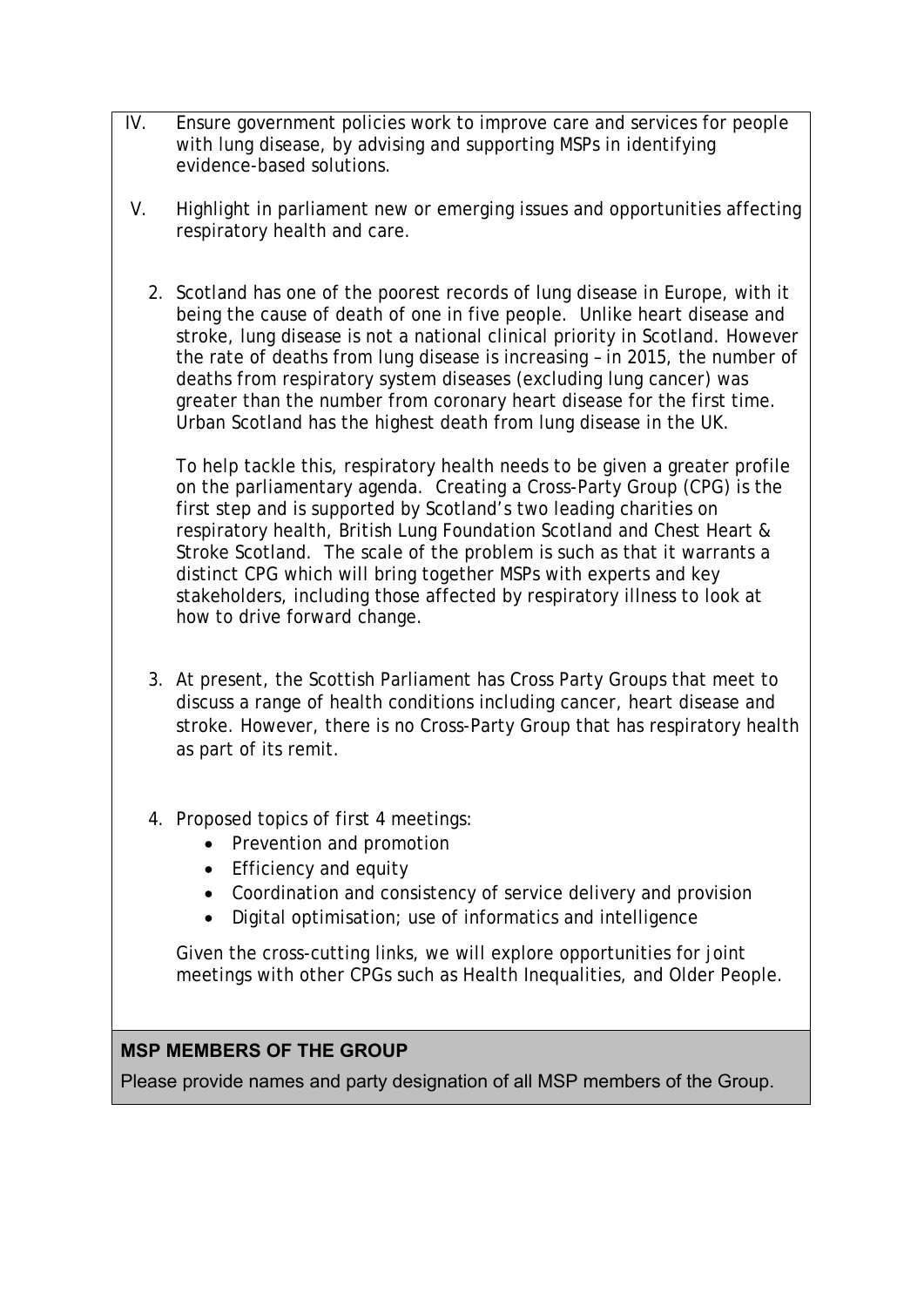IV. Ensure government policies work to improve care and services for people with lung disease, by advising and supporting MSPs in identifying evidence-based solutions.

V. Highlight in parliament new or emerging issues and opportunities affecting respiratory health and care.

2. Scotland has one of the poorest records of lung disease in Europe, with it being the cause of death of one in five people. Unlike heart disease and stroke, lung disease is not a national clinical priority in Scotland. However the rate of deaths from lung disease is increasing – in 2015, the number of deaths from respiratory system diseases (excluding lung cancer) was greater than the number from coronary heart disease for the first time. Urban Scotland has the highest death from lung disease in the UK.

   To help tackle this, respiratory health needs to be given a greater profile on the parliamentary agenda. Creating a Cross-Party Group (CPG) is the first step and is supported by Scotland's two leading charities on respiratory health, British Lung Foundation Scotland and Chest Heart & Stroke Scotland. The scale of the problem is such as that it warrants a distinct CPG which will bring together MSPs with experts and key stakeholders, including those affected by respiratory illness to look at how to drive forward change.

3. At present, the Scottish Parliament has Cross Party Groups that meet to discuss a range of health conditions including cancer, heart disease and stroke. However, there is no Cross-Party Group that has respiratory health as part of its remit.

4. Proposed topics of first 4 meetings:
   - Prevention and promotion
   - Efficiency and equity
   - Coordination and consistency of service delivery and provision
   - Digital optimisation; use of informatics and intelligence

   Given the cross-cutting links, we will explore opportunities for joint meetings with other CPGs such as Health Inequalities, and Older People.

## MSP MEMBERS OF THE GROUP

Please provide names and party designation of all MSP members of the Group.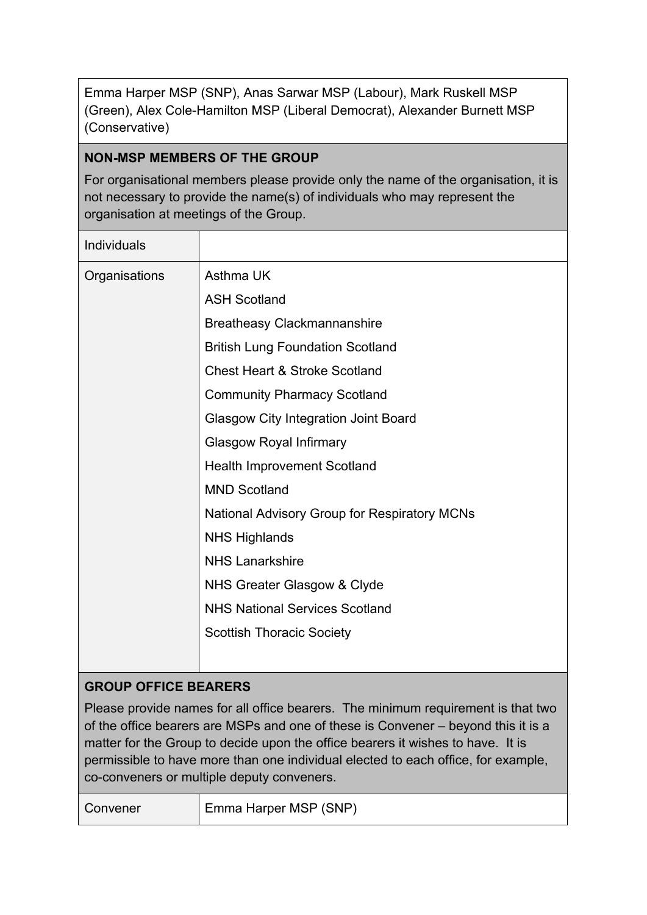Emma Harper MSP (SNP), Anas Sarwar MSP (Labour), Mark Ruskell MSP (Green), Alex Cole-Hamilton MSP (Liberal Democrat), Alexander Burnett MSP (Conservative)

**NON-MSP MEMBERS OF THE GROUP**

For organisational members please provide only the name of the organisation, it is not necessary to provide the name(s) of individuals who may represent the organisation at meetings of the Group.

| | |
|---|---|
| Individuals | |
| Organisations | Asthma UK<br>ASH Scotland<br>Breatheasy Clackmannanshire<br>British Lung Foundation Scotland<br>Chest Heart & Stroke Scotland<br>Community Pharmacy Scotland<br>Glasgow City Integration Joint Board<br>Glasgow Royal Infirmary<br>Health Improvement Scotland<br>MND Scotland<br>National Advisory Group for Respiratory MCNs<br>NHS Highlands<br>NHS Lanarkshire<br>NHS Greater Glasgow & Clyde<br>NHS National Services Scotland<br>Scottish Thoracic Society |

**GROUP OFFICE BEARERS**

Please provide names for all office bearers. The minimum requirement is that two of the office bearers are MSPs and one of these is Convener – beyond this it is a matter for the Group to decide upon the office bearers it wishes to have. It is permissible to have more than one individual elected to each office, for example, co-conveners or multiple deputy conveners.

| | |
|---|---|
| Convener | Emma Harper MSP (SNP) |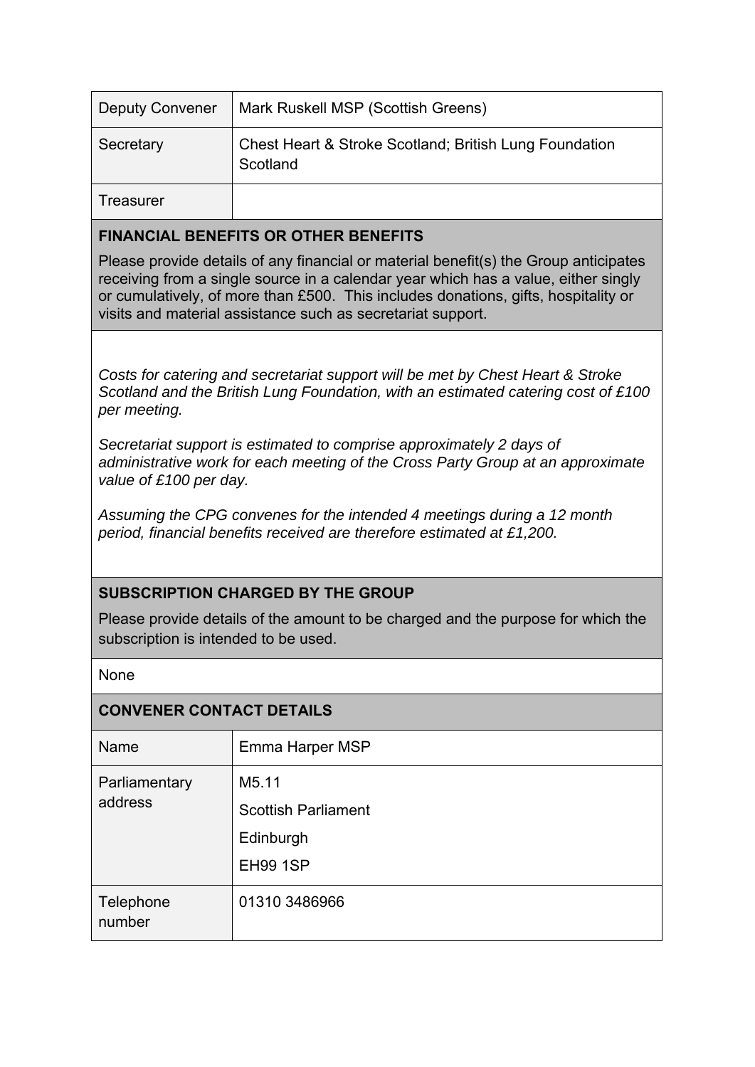| Deputy Convener | Mark Ruskell MSP (Scottish Greens) |
|---|---|
| Secretary | Chest Heart & Stroke Scotland; British Lung Foundation Scotland |
| Treasurer | |

**FINANCIAL BENEFITS OR OTHER BENEFITS**

Please provide details of any financial or material benefit(s) the Group anticipates receiving from a single source in a calendar year which has a value, either singly or cumulatively, of more than £500. This includes donations, gifts, hospitality or visits and material assistance such as secretariat support.

*Costs for catering and secretariat support will be met by Chest Heart & Stroke Scotland and the British Lung Foundation, with an estimated catering cost of £100 per meeting.*

*Secretariat support is estimated to comprise approximately 2 days of administrative work for each meeting of the Cross Party Group at an approximate value of £100 per day.*

*Assuming the CPG convenes for the intended 4 meetings during a 12 month period, financial benefits received are therefore estimated at £1,200.*

**SUBSCRIPTION CHARGED BY THE GROUP**

Please provide details of the amount to be charged and the purpose for which the subscription is intended to be used.

None

**CONVENER CONTACT DETAILS**

| Name | Emma Harper MSP |
|---|---|
| Parliamentary address | M5.11<br>Scottish Parliament<br>Edinburgh<br>EH99 1SP |
| Telephone number | 01310 3486966 |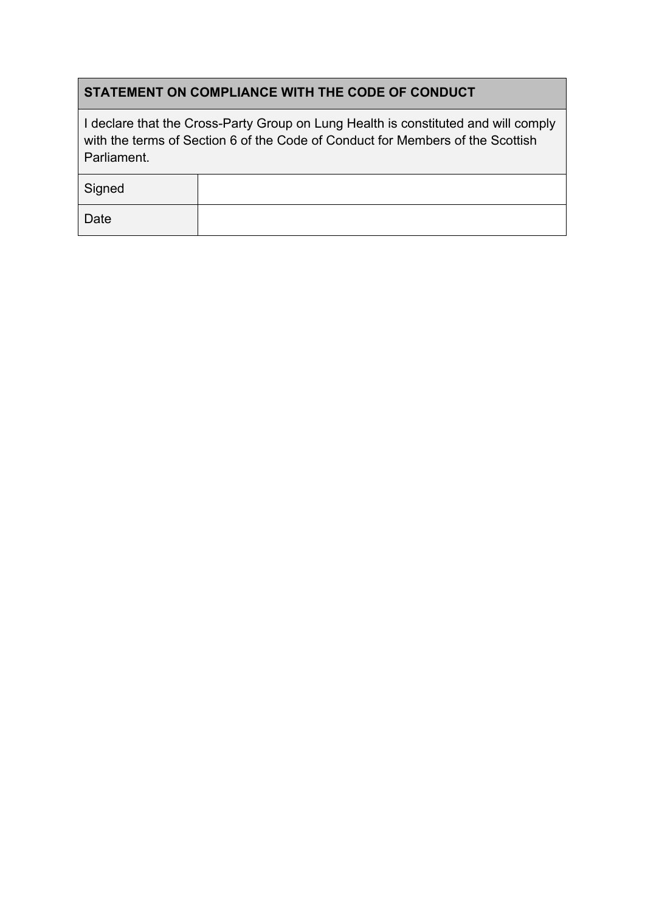| STATEMENT ON COMPLIANCE WITH THE CODE OF CONDUCT | |
|---|---|
| I declare that the Cross-Party Group on Lung Health is constituted and will comply with the terms of Section 6 of the Code of Conduct for Members of the Scottish Parliament. | |
| Signed | |
| Date | |